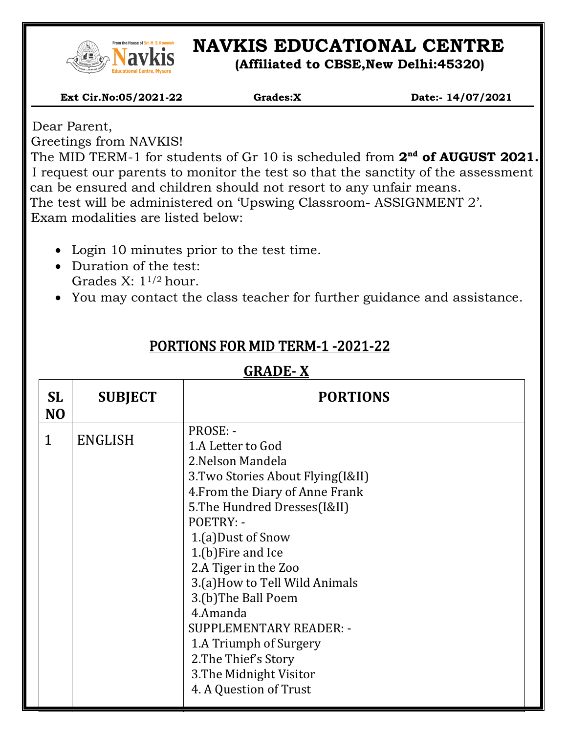# NAVKIS EDUCATIONAL CENTRE

**(Affiliated to CBSE,New Delhi:45320)**

**Ext Cir.No:05/2021-22** **Grades:X** **Date:- 14/07/2021**

Dear Parent,

Greetings from NAVKIS!

The MID TERM-1 for students of Gr 10 is scheduled from **2nd of AUGUST 2021.**

I request our parents to monitor the test so that the sanctity of the assessment can be ensured and children should not resort to any unfair means.

The test will be administered on 'Upswing Classroom- ASSIGNMENT 2'.

Exam modalities are listed below:

- Login 10 minutes prior to the test time.
- Duration of the test:
  Grades X: 1 1/2 hour.
- You may contact the class teacher for further guidance and assistance.

## PORTIONS FOR MID TERM-1 -2021-22

## GRADE- X

| SL NO | SUBJECT | PORTIONS |
|---|---|---|
| 1 | ENGLISH | PROSE: -<br>1.A Letter to God<br>2.Nelson Mandela<br>3.Two Stories About Flying(I&II)<br>4.From the Diary of Anne Frank<br>5.The Hundred Dresses(I&II)<br>POETRY: -<br>1.(a)Dust of Snow<br>1.(b)Fire and Ice<br>2.A Tiger in the Zoo<br>3.(a)How to Tell Wild Animals<br>3.(b)The Ball Poem<br>4.Amanda<br>SUPPLEMENTARY READER: -<br>1.A Triumph of Surgery<br>2.The Thief's Story<br>3.The Midnight Visitor<br>4. A Question of Trust |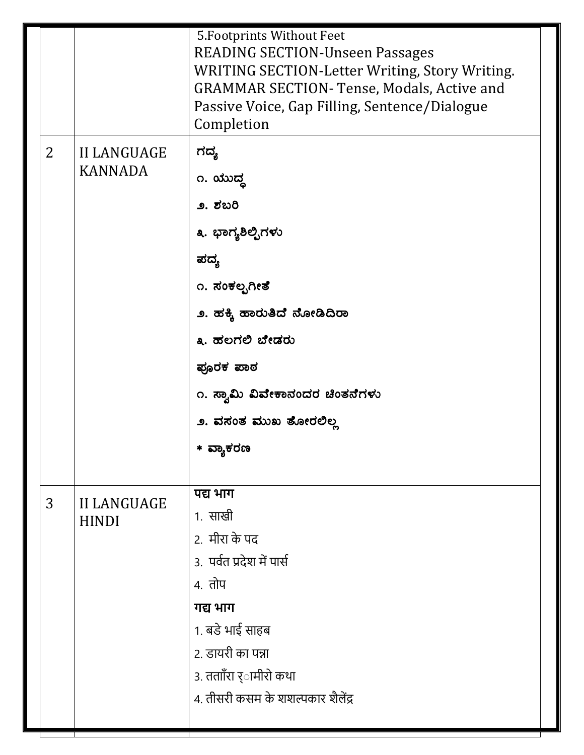| | | |
|---|---|---|
| | | 5.Footprints Without Feet<br>READING SECTION-Unseen Passages<br>WRITING SECTION-Letter Writing, Story Writing.<br>GRAMMAR SECTION- Tense, Modals, Active and Passive Voice, Gap Filling, Sentence/Dialogue Completion |
| 2 | II LANGUAGE KANNADA | **ಗದ್ಯ**<br>**೧. ಯುದ್ಧ**<br>**೨. ಶಬರಿ**<br>**೩. ಭಾಗ್ಯಶಿಲ್ಪಿಗಳು**<br>**ಪದ್ಯ**<br>**೧. ಸಂಕಲ್ಪಗೀತೆ**<br>**೨. ಹಕ್ಕಿ ಹಾರುತಿದೆ ನೋಡಿದಿರಾ**<br>**೩. ಹಲಗಲಿ ಬೇಡರು**<br>**ಪೂರಕ ಪಾಠ**<br>**೧. ಸ್ವಾಮಿ ವಿವೇಕಾನಂದರ ಚಿಂತನೆಗಳು**<br>**೨. ವಸಂತ ಮುಖ ತೋರಲಿಲ್ಲ**<br>**\* ವ್ಯಾಕರಣ** |
| 3 | II LANGUAGE HINDI | **पद्य भाग**<br>1. साखी<br>2. मीरा के पद<br>3. पर्वत प्रदेश में पार्स<br>4. तोप<br>**गद्य भाग**<br>1. बडे भाई साहब<br>2. डायरी का पन्ना<br>3. तताँरा र्ामीरो कथा<br>4. तीसरी कसम के शशल्पकार शैलेंद्र |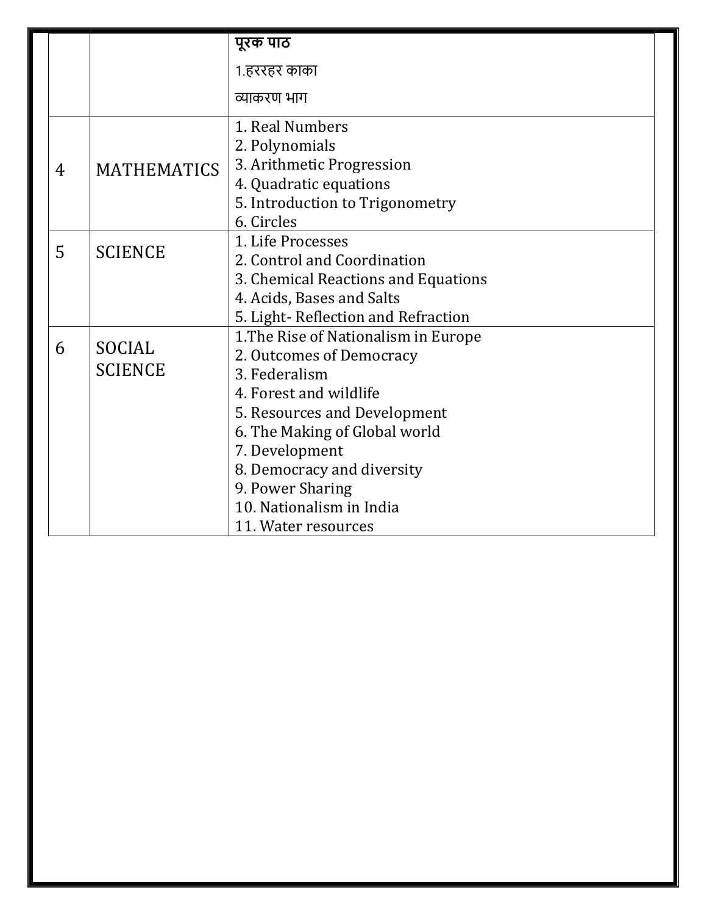| | | |
|---|---|---|
| | | **पूरक पाठ**<br>1.हररहर काका<br>व्याकरण भाग |
| 4 | MATHEMATICS | 1. Real Numbers<br>2. Polynomials<br>3. Arithmetic Progression<br>4. Quadratic equations<br>5. Introduction to Trigonometry<br>6. Circles |
| 5 | SCIENCE | 1. Life Processes<br>2. Control and Coordination<br>3. Chemical Reactions and Equations<br>4. Acids, Bases and Salts<br>5. Light- Reflection and Refraction |
| 6 | SOCIAL SCIENCE | 1.The Rise of Nationalism in Europe<br>2. Outcomes of Democracy<br>3. Federalism<br>4. Forest and wildlife<br>5. Resources and Development<br>6. The Making of Global world<br>7. Development<br>8. Democracy and diversity<br>9. Power Sharing<br>10. Nationalism in India<br>11. Water resources |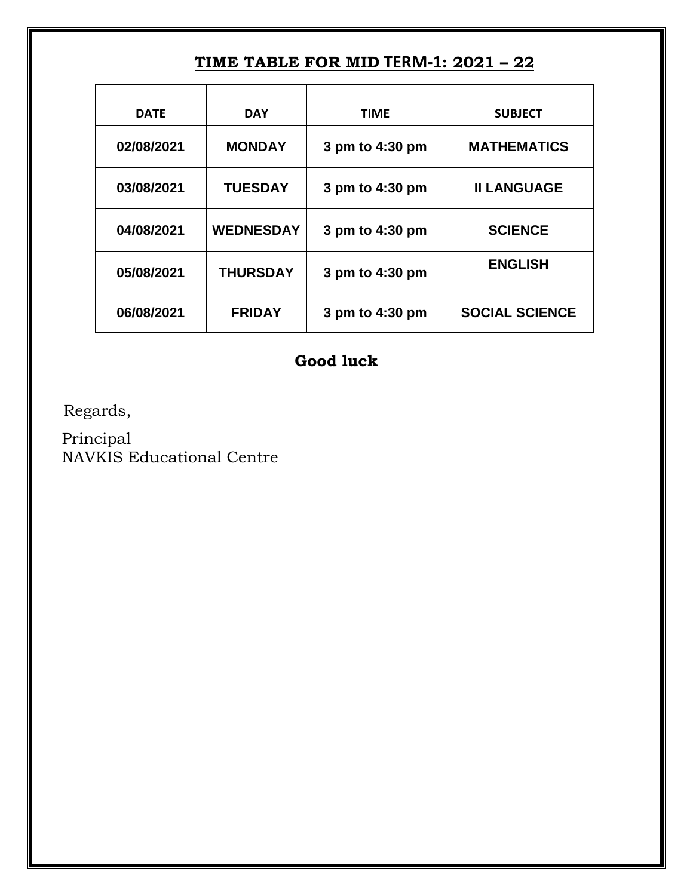## TIME TABLE FOR MID TERM-1: 2021 – 22

| DATE | DAY | TIME | SUBJECT |
|---|---|---|---|
| 02/08/2021 | MONDAY | 3 pm to 4:30 pm | MATHEMATICS |
| 03/08/2021 | TUESDAY | 3 pm to 4:30 pm | II LANGUAGE |
| 04/08/2021 | WEDNESDAY | 3 pm to 4:30 pm | SCIENCE |
| 05/08/2021 | THURSDAY | 3 pm to 4:30 pm | ENGLISH |
| 06/08/2021 | FRIDAY | 3 pm to 4:30 pm | SOCIAL SCIENCE |

**Good luck**

Regards,

Principal
NAVKIS Educational Centre